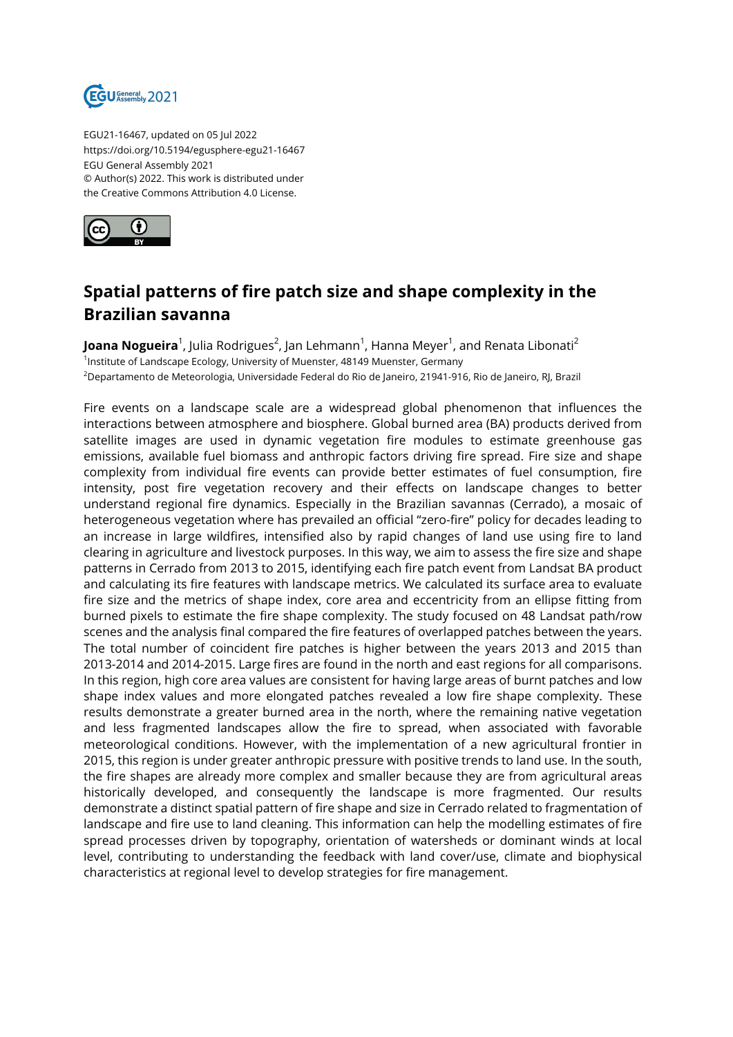EGU21-16467, updated on 05 Jul 2022
https://doi.org/10.5194/egusphere-egu21-16467
EGU General Assembly 2021
© Author(s) 2022. This work is distributed under
the Creative Commons Attribution 4.0 License.

# Spatial patterns of fire patch size and shape complexity in the Brazilian savanna

**Joana Nogueira**[1], Julia Rodrigues[2], Jan Lehmann[1], Hanna Meyer[1], and Renata Libonati[2]

[1]Institute of Landscape Ecology, University of Muenster, 48149 Muenster, Germany

[2]Departamento de Meteorologia, Universidade Federal do Rio de Janeiro, 21941-916, Rio de Janeiro, RJ, Brazil

Fire events on a landscape scale are a widespread global phenomenon that influences the interactions between atmosphere and biosphere. Global burned area (BA) products derived from satellite images are used in dynamic vegetation fire modules to estimate greenhouse gas emissions, available fuel biomass and anthropic factors driving fire spread. Fire size and shape complexity from individual fire events can provide better estimates of fuel consumption, fire intensity, post fire vegetation recovery and their effects on landscape changes to better understand regional fire dynamics. Especially in the Brazilian savannas (Cerrado), a mosaic of heterogeneous vegetation where has prevailed an official "zero-fire" policy for decades leading to an increase in large wildfires, intensified also by rapid changes of land use using fire to land clearing in agriculture and livestock purposes. In this way, we aim to assess the fire size and shape patterns in Cerrado from 2013 to 2015, identifying each fire patch event from Landsat BA product and calculating its fire features with landscape metrics. We calculated its surface area to evaluate fire size and the metrics of shape index, core area and eccentricity from an ellipse fitting from burned pixels to estimate the fire shape complexity. The study focused on 48 Landsat path/row scenes and the analysis final compared the fire features of overlapped patches between the years. The total number of coincident fire patches is higher between the years 2013 and 2015 than 2013-2014 and 2014-2015. Large fires are found in the north and east regions for all comparisons. In this region, high core area values are consistent for having large areas of burnt patches and low shape index values and more elongated patches revealed a low fire shape complexity. These results demonstrate a greater burned area in the north, where the remaining native vegetation and less fragmented landscapes allow the fire to spread, when associated with favorable meteorological conditions. However, with the implementation of a new agricultural frontier in 2015, this region is under greater anthropic pressure with positive trends to land use. In the south, the fire shapes are already more complex and smaller because they are from agricultural areas historically developed, and consequently the landscape is more fragmented. Our results demonstrate a distinct spatial pattern of fire shape and size in Cerrado related to fragmentation of landscape and fire use to land cleaning. This information can help the modelling estimates of fire spread processes driven by topography, orientation of watersheds or dominant winds at local level, contributing to understanding the feedback with land cover/use, climate and biophysical characteristics at regional level to develop strategies for fire management.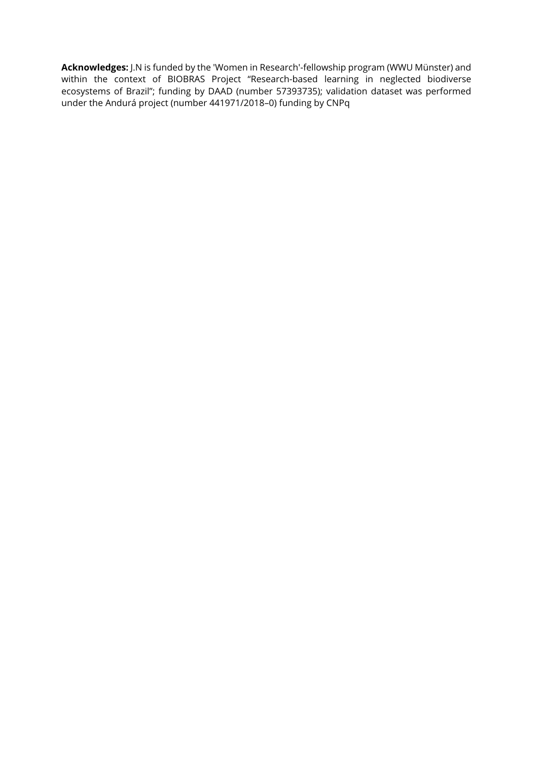**Acknowledges:** J.N is funded by the 'Women in Research'-fellowship program (WWU Münster) and within the context of BIOBRAS Project "Research-based learning in neglected biodiverse ecosystems of Brazil"; funding by DAAD (number 57393735); validation dataset was performed under the Andurá project (number 441971/2018–0) funding by CNPq